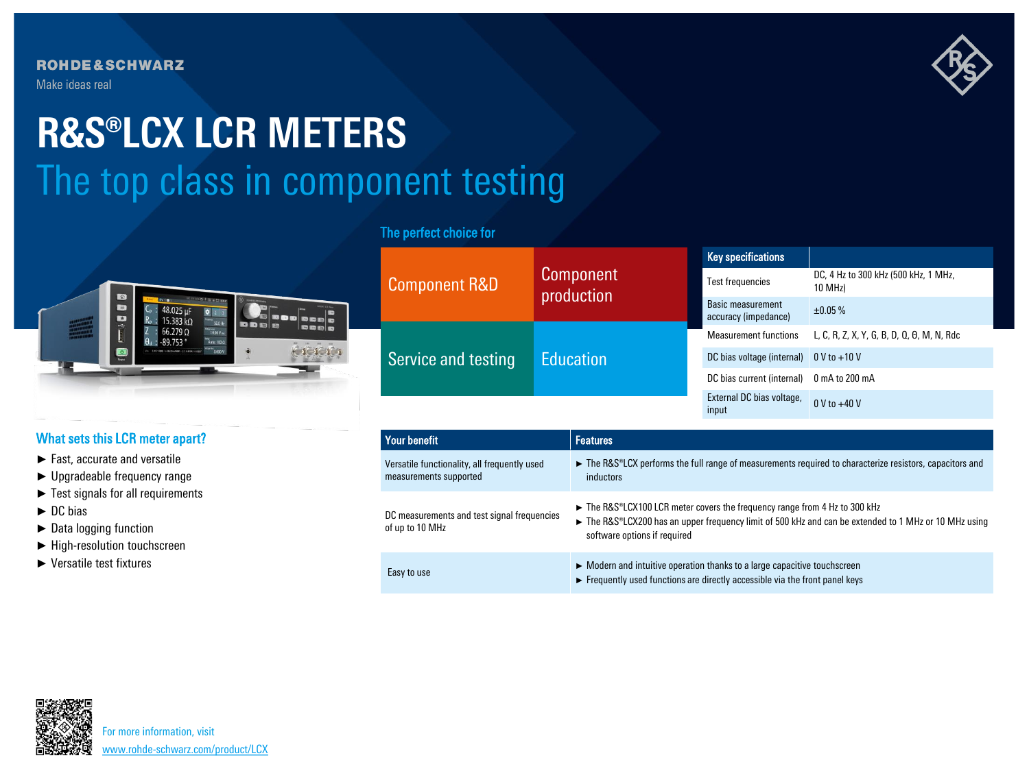ROHDE&SCHWARZ

Make ideas real

# R&S®LCX LCR METERS

## The top class in component testing

### The perfect choice for

| Component R&D | Component production |
|---|---|
| Service and testing | Education |

| Key specifications | |
|---|---|
| Test frequencies | DC, 4 Hz to 300 kHz (500 kHz, 1 MHz, 10 MHz) |
| Basic measurement accuracy (impedance) | ±0.05 % |
| Measurement functions | L, C, R, Z, X, Y, G, B, D, Q, θ, M, N, Rdc |
| DC bias voltage (internal) | 0 V to +10 V |
| DC bias current (internal) | 0 mA to 200 mA |
| External DC bias voltage, input | 0 V to +40 V |

### What sets this LCR meter apart?

- ► Fast, accurate and versatile
- ► Upgradeable frequency range
- ► Test signals for all requirements
- ► DC bias
- ► Data logging function
- ► High-resolution touchscreen
- ► Versatile test fixtures

| Your benefit | Features |
|---|---|
| Versatile functionality, all frequently used measurements supported | ► The R&S®LCX performs the full range of measurements required to characterize resistors, capacitors and inductors |
| DC measurements and test signal frequencies of up to 10 MHz | ► The R&S®LCX100 LCR meter covers the frequency range from 4 Hz to 300 kHz<br>► The R&S®LCX200 has an upper frequency limit of 500 kHz and can be extended to 1 MHz or 10 MHz using software options if required |
| Easy to use | ► Modern and intuitive operation thanks to a large capacitive touchscreen<br>► Frequently used functions are directly accessible via the front panel keys |

For more information, visit
www.rohde-schwarz.com/product/LCX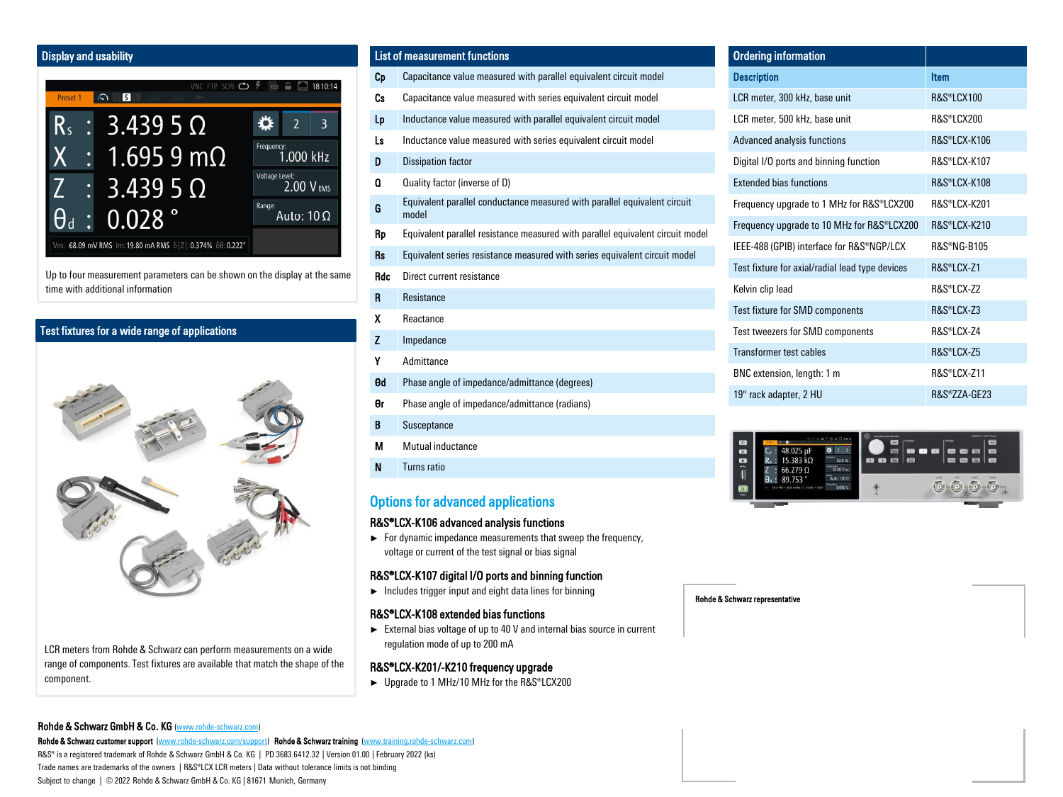## Display and usability

Up to four measurement parameters can be shown on the display at the same time with additional information

## Test fixtures for a wide range of applications

LCR meters from Rohde & Schwarz can perform measurements on a wide range of components. Test fixtures are available that match the shape of the component.

## List of measurement functions

| | |
|---|---|
| Cp | Capacitance value measured with parallel equivalent circuit model |
| Cs | Capacitance value measured with series equivalent circuit model |
| Lp | Inductance value measured with parallel equivalent circuit model |
| Ls | Inductance value measured with series equivalent circuit model |
| D | Dissipation factor |
| Q | Quality factor (inverse of D) |
| G | Equivalent parallel conductance measured with parallel equivalent circuit model |
| Rp | Equivalent parallel resistance measured with parallel equivalent circuit model |
| Rs | Equivalent series resistance measured with series equivalent circuit model |
| Rdc | Direct current resistance |
| R | Resistance |
| X | Reactance |
| Z | Impedance |
| Y | Admittance |
| θd | Phase angle of impedance/admittance (degrees) |
| θr | Phase angle of impedance/admittance (radians) |
| B | Susceptance |
| M | Mutual inductance |
| N | Turns ratio |

## Options for advanced applications

### R&S®LCX-K106 advanced analysis functions

- For dynamic impedance measurements that sweep the frequency, voltage or current of the test signal or bias signal

### R&S®LCX-K107 digital I/O ports and binning function

- Includes trigger input and eight data lines for binning

### R&S®LCX-K108 extended bias functions

- External bias voltage of up to 40 V and internal bias source in current regulation mode of up to 200 mA

### R&S®LCX-K201/-K210 frequency upgrade

- Upgrade to 1 MHz/10 MHz for the R&S®LCX200

## Ordering information

| Description | Item |
|---|---|
| LCR meter, 300 kHz, base unit | R&S®LCX100 |
| LCR meter, 500 kHz, base unit | R&S®LCX200 |
| Advanced analysis functions | R&S®LCX-K106 |
| Digital I/O ports and binning function | R&S®LCX-K107 |
| Extended bias functions | R&S®LCX-K108 |
| Frequency upgrade to 1 MHz for R&S®LCX200 | R&S®LCX-K201 |
| Frequency upgrade to 10 MHz for R&S®LCX200 | R&S®LCX-K210 |
| IEEE-488 (GPIB) interface for R&S®NGP/LCX | R&S®NG-B105 |
| Test fixture for axial/radial lead type devices | R&S®LCX-Z1 |
| Kelvin clip lead | R&S®LCX-Z2 |
| Test fixture for SMD components | R&S®LCX-Z3 |
| Test tweezers for SMD components | R&S®LCX-Z4 |
| Transformer test cables | R&S®LCX-Z5 |
| BNC extension, length: 1 m | R&S®LCX-Z11 |
| 19" rack adapter, 2 HU | R&S®ZZA-GE23 |

Rohde & Schwarz representative

**Rohde & Schwarz GmbH & Co. KG** (www.rohde-schwarz.com)
**Rohde & Schwarz customer support** (www.rohde-schwarz.com/support) **Rohde & Schwarz training** (www.training.rohde-schwarz.com)
R&S® is a registered trademark of Rohde & Schwarz GmbH & Co. KG | PD 3683.6412.32 | Version 01.00 | February 2022 (ks)
Trade names are trademarks of the owners | R&S®LCX LCR meters | Data without tolerance limits is not binding
Subject to change | © 2022 Rohde & Schwarz GmbH & Co. KG | 81671 Munich, Germany